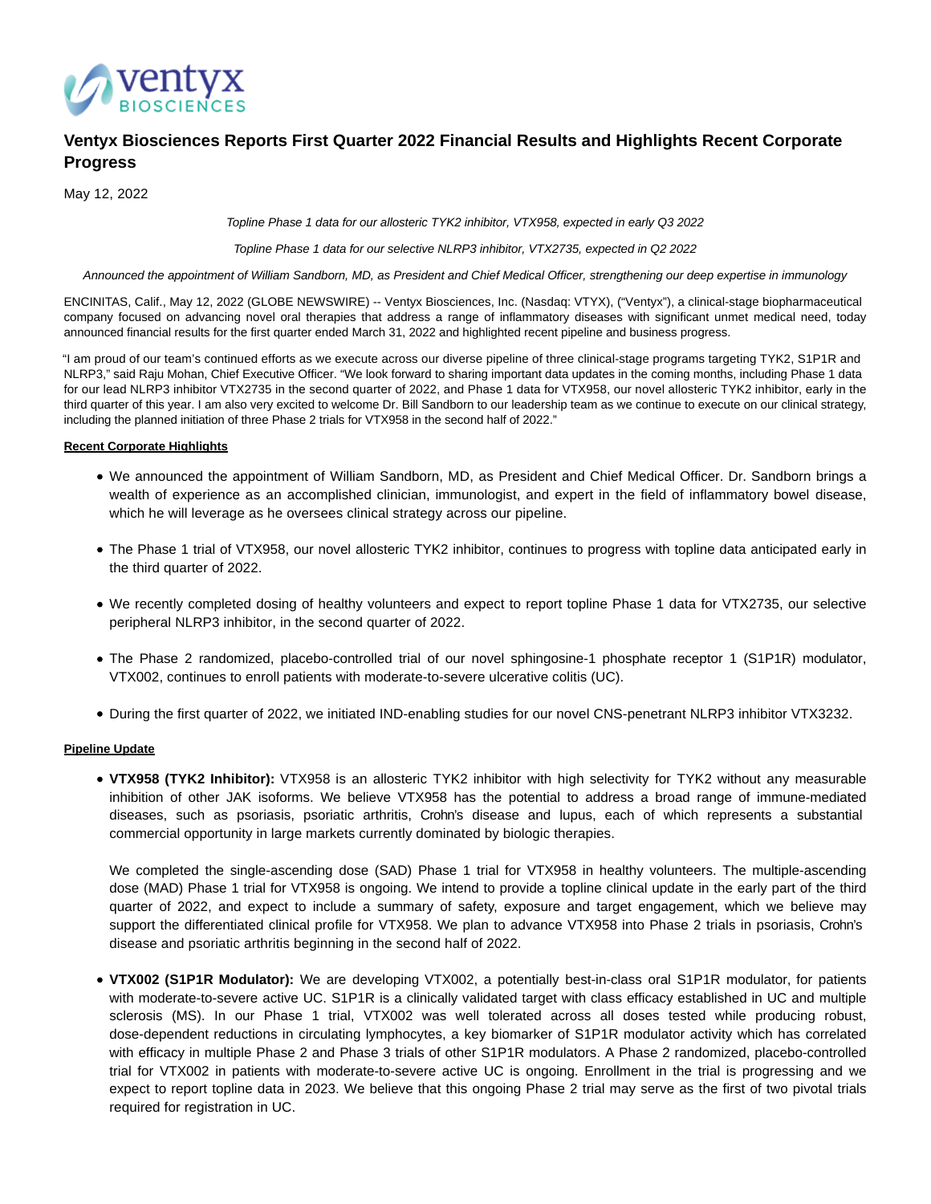# Ventyx Biosciences Reports First Quarter 2022 Financial Results and Highlights Recent Corporate Progress

May 12, 2022

*Topline Phase 1 data for our allosteric TYK2 inhibitor, VTX958, expected in early Q3 2022*

*Topline Phase 1 data for our selective NLRP3 inhibitor, VTX2735, expected in Q2 2022*

*Announced the appointment of William Sandborn, MD, as President and Chief Medical Officer, strengthening our deep expertise in immunology*

ENCINITAS, Calif., May 12, 2022 (GLOBE NEWSWIRE) -- Ventyx Biosciences, Inc. (Nasdaq: VTYX), ("Ventyx"), a clinical-stage biopharmaceutical company focused on advancing novel oral therapies that address a range of inflammatory diseases with significant unmet medical need, today announced financial results for the first quarter ended March 31, 2022 and highlighted recent pipeline and business progress.

"I am proud of our team's continued efforts as we execute across our diverse pipeline of three clinical-stage programs targeting TYK2, S1P1R and NLRP3," said Raju Mohan, Chief Executive Officer. "We look forward to sharing important data updates in the coming months, including Phase 1 data for our lead NLRP3 inhibitor VTX2735 in the second quarter of 2022, and Phase 1 data for VTX958, our novel allosteric TYK2 inhibitor, early in the third quarter of this year. I am also very excited to welcome Dr. Bill Sandborn to our leadership team as we continue to execute on our clinical strategy, including the planned initiation of three Phase 2 trials for VTX958 in the second half of 2022."

**Recent Corporate Highlights**

- We announced the appointment of William Sandborn, MD, as President and Chief Medical Officer. Dr. Sandborn brings a wealth of experience as an accomplished clinician, immunologist, and expert in the field of inflammatory bowel disease, which he will leverage as he oversees clinical strategy across our pipeline.
- The Phase 1 trial of VTX958, our novel allosteric TYK2 inhibitor, continues to progress with topline data anticipated early in the third quarter of 2022.
- We recently completed dosing of healthy volunteers and expect to report topline Phase 1 data for VTX2735, our selective peripheral NLRP3 inhibitor, in the second quarter of 2022.
- The Phase 2 randomized, placebo-controlled trial of our novel sphingosine-1 phosphate receptor 1 (S1P1R) modulator, VTX002, continues to enroll patients with moderate-to-severe ulcerative colitis (UC).
- During the first quarter of 2022, we initiated IND-enabling studies for our novel CNS-penetrant NLRP3 inhibitor VTX3232.

**Pipeline Update**

- **VTX958 (TYK2 Inhibitor):** VTX958 is an allosteric TYK2 inhibitor with high selectivity for TYK2 without any measurable inhibition of other JAK isoforms. We believe VTX958 has the potential to address a broad range of immune-mediated diseases, such as psoriasis, psoriatic arthritis, Crohn's disease and lupus, each of which represents a substantial commercial opportunity in large markets currently dominated by biologic therapies.

  We completed the single-ascending dose (SAD) Phase 1 trial for VTX958 in healthy volunteers. The multiple-ascending dose (MAD) Phase 1 trial for VTX958 is ongoing. We intend to provide a topline clinical update in the early part of the third quarter of 2022, and expect to include a summary of safety, exposure and target engagement, which we believe may support the differentiated clinical profile for VTX958. We plan to advance VTX958 into Phase 2 trials in psoriasis, Crohn's disease and psoriatic arthritis beginning in the second half of 2022.

- **VTX002 (S1P1R Modulator):** We are developing VTX002, a potentially best-in-class oral S1P1R modulator, for patients with moderate-to-severe active UC. S1P1R is a clinically validated target with class efficacy established in UC and multiple sclerosis (MS). In our Phase 1 trial, VTX002 was well tolerated across all doses tested while producing robust, dose-dependent reductions in circulating lymphocytes, a key biomarker of S1P1R modulator activity which has correlated with efficacy in multiple Phase 2 and Phase 3 trials of other S1P1R modulators. A Phase 2 randomized, placebo-controlled trial for VTX002 in patients with moderate-to-severe active UC is ongoing. Enrollment in the trial is progressing and we expect to report topline data in 2023. We believe that this ongoing Phase 2 trial may serve as the first of two pivotal trials required for registration in UC.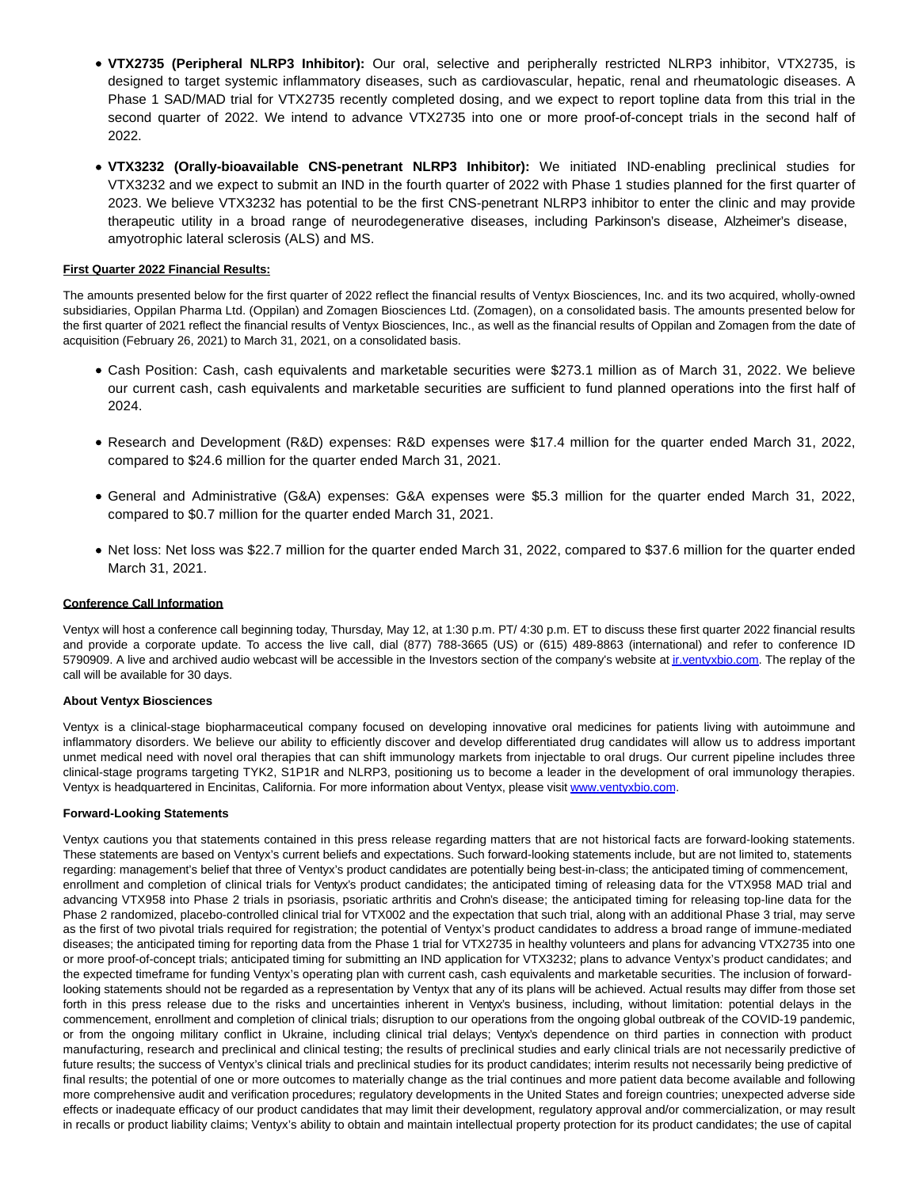- **VTX2735 (Peripheral NLRP3 Inhibitor):** Our oral, selective and peripherally restricted NLRP3 inhibitor, VTX2735, is designed to target systemic inflammatory diseases, such as cardiovascular, hepatic, renal and rheumatologic diseases. A Phase 1 SAD/MAD trial for VTX2735 recently completed dosing, and we expect to report topline data from this trial in the second quarter of 2022. We intend to advance VTX2735 into one or more proof-of-concept trials in the second half of 2022.
- **VTX3232 (Orally-bioavailable CNS-penetrant NLRP3 Inhibitor):** We initiated IND-enabling preclinical studies for VTX3232 and we expect to submit an IND in the fourth quarter of 2022 with Phase 1 studies planned for the first quarter of 2023. We believe VTX3232 has potential to be the first CNS-penetrant NLRP3 inhibitor to enter the clinic and may provide therapeutic utility in a broad range of neurodegenerative diseases, including Parkinson's disease, Alzheimer's disease, amyotrophic lateral sclerosis (ALS) and MS.

**First Quarter 2022 Financial Results:**

The amounts presented below for the first quarter of 2022 reflect the financial results of Ventyx Biosciences, Inc. and its two acquired, wholly-owned subsidiaries, Oppilan Pharma Ltd. (Oppilan) and Zomagen Biosciences Ltd. (Zomagen), on a consolidated basis. The amounts presented below for the first quarter of 2021 reflect the financial results of Ventyx Biosciences, Inc., as well as the financial results of Oppilan and Zomagen from the date of acquisition (February 26, 2021) to March 31, 2021, on a consolidated basis.

- Cash Position: Cash, cash equivalents and marketable securities were $273.1 million as of March 31, 2022. We believe our current cash, cash equivalents and marketable securities are sufficient to fund planned operations into the first half of 2024.
- Research and Development (R&D) expenses: R&D expenses were $17.4 million for the quarter ended March 31, 2022, compared to $24.6 million for the quarter ended March 31, 2021.
- General and Administrative (G&A) expenses: G&A expenses were $5.3 million for the quarter ended March 31, 2022, compared to $0.7 million for the quarter ended March 31, 2021.
- Net loss: Net loss was $22.7 million for the quarter ended March 31, 2022, compared to $37.6 million for the quarter ended March 31, 2021.

**Conference Call Information**

Ventyx will host a conference call beginning today, Thursday, May 12, at 1:30 p.m. PT/ 4:30 p.m. ET to discuss these first quarter 2022 financial results and provide a corporate update. To access the live call, dial (877) 788-3665 (US) or (615) 489-8863 (international) and refer to conference ID 5790909. A live and archived audio webcast will be accessible in the Investors section of the company's website at ir.ventyxbio.com. The replay of the call will be available for 30 days.

**About Ventyx Biosciences**

Ventyx is a clinical-stage biopharmaceutical company focused on developing innovative oral medicines for patients living with autoimmune and inflammatory disorders. We believe our ability to efficiently discover and develop differentiated drug candidates will allow us to address important unmet medical need with novel oral therapies that can shift immunology markets from injectable to oral drugs. Our current pipeline includes three clinical-stage programs targeting TYK2, S1P1R and NLRP3, positioning us to become a leader in the development of oral immunology therapies. Ventyx is headquartered in Encinitas, California. For more information about Ventyx, please visit www.ventyxbio.com.

**Forward-Looking Statements**

Ventyx cautions you that statements contained in this press release regarding matters that are not historical facts are forward-looking statements. These statements are based on Ventyx's current beliefs and expectations. Such forward-looking statements include, but are not limited to, statements regarding: management's belief that three of Ventyx's product candidates are potentially being best-in-class; the anticipated timing of commencement, enrollment and completion of clinical trials for Ventyx's product candidates; the anticipated timing of releasing data for the VTX958 MAD trial and advancing VTX958 into Phase 2 trials in psoriasis, psoriatic arthritis and Crohn's disease; the anticipated timing for releasing top-line data for the Phase 2 randomized, placebo-controlled clinical trial for VTX002 and the expectation that such trial, along with an additional Phase 3 trial, may serve as the first of two pivotal trials required for registration; the potential of Ventyx's product candidates to address a broad range of immune-mediated diseases; the anticipated timing for reporting data from the Phase 1 trial for VTX2735 in healthy volunteers and plans for advancing VTX2735 into one or more proof-of-concept trials; anticipated timing for submitting an IND application for VTX3232; plans to advance Ventyx's product candidates; and the expected timeframe for funding Ventyx's operating plan with current cash, cash equivalents and marketable securities. The inclusion of forward-looking statements should not be regarded as a representation by Ventyx that any of its plans will be achieved. Actual results may differ from those set forth in this press release due to the risks and uncertainties inherent in Ventyx's business, including, without limitation: potential delays in the commencement, enrollment and completion of clinical trials; disruption to our operations from the ongoing global outbreak of the COVID-19 pandemic, or from the ongoing military conflict in Ukraine, including clinical trial delays; Ventyx's dependence on third parties in connection with product manufacturing, research and preclinical and clinical testing; the results of preclinical studies and early clinical trials are not necessarily predictive of future results; the success of Ventyx's clinical trials and preclinical studies for its product candidates; interim results not necessarily being predictive of final results; the potential of one or more outcomes to materially change as the trial continues and more patient data become available and following more comprehensive audit and verification procedures; regulatory developments in the United States and foreign countries; unexpected adverse side effects or inadequate efficacy of our product candidates that may limit their development, regulatory approval and/or commercialization, or may result in recalls or product liability claims; Ventyx's ability to obtain and maintain intellectual property protection for its product candidates; the use of capital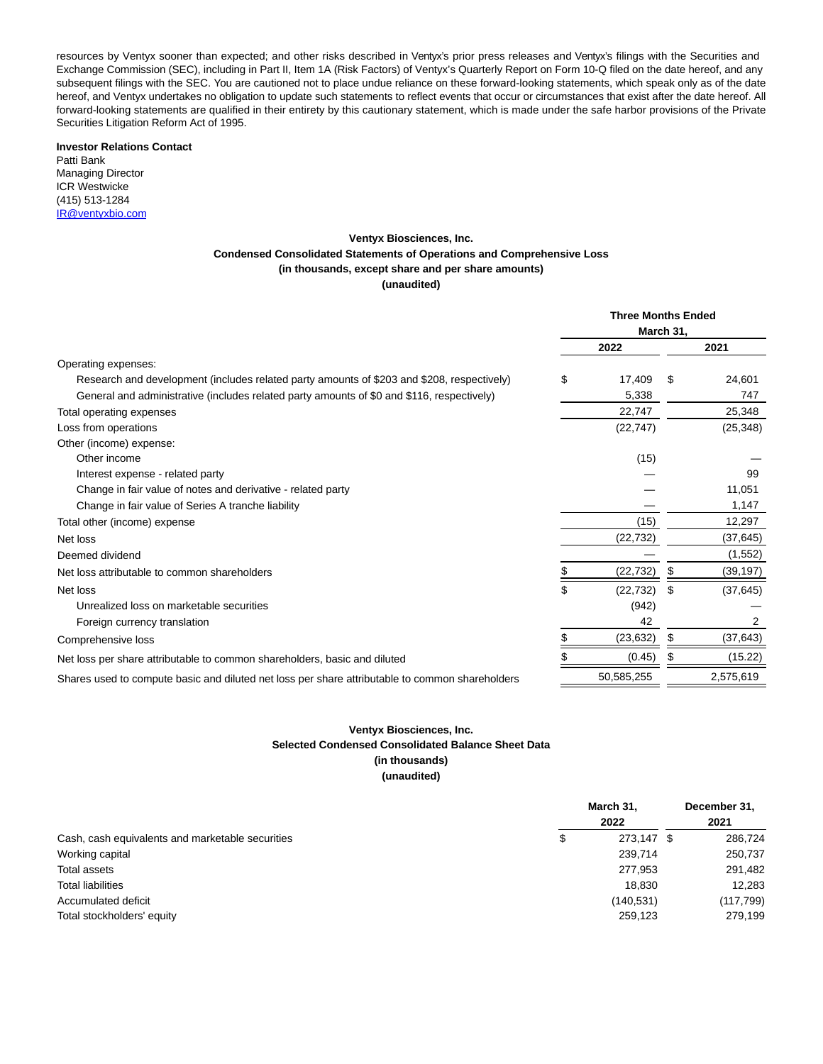resources by Ventyx sooner than expected; and other risks described in Ventyx's prior press releases and Ventyx's filings with the Securities and Exchange Commission (SEC), including in Part II, Item 1A (Risk Factors) of Ventyx's Quarterly Report on Form 10-Q filed on the date hereof, and any subsequent filings with the SEC. You are cautioned not to place undue reliance on these forward-looking statements, which speak only as of the date hereof, and Ventyx undertakes no obligation to update such statements to reflect events that occur or circumstances that exist after the date hereof. All forward-looking statements are qualified in their entirety by this cautionary statement, which is made under the safe harbor provisions of the Private Securities Litigation Reform Act of 1995.

**Investor Relations Contact**
Patti Bank
Managing Director
ICR Westwicke
(415) 513-1284
IR@ventyxbio.com

**Ventyx Biosciences, Inc.**
**Condensed Consolidated Statements of Operations and Comprehensive Loss**
**(in thousands, except share and per share amounts)**
**(unaudited)**

| | Three Months Ended March 31, | |
|---|---|---|
| | 2022 | 2021 |
| Operating expenses: | | |
| Research and development (includes related party amounts of $203 and $208, respectively) | $ 17,409 | $ 24,601 |
| General and administrative (includes related party amounts of $0 and $116, respectively) | 5,338 | 747 |
| Total operating expenses | 22,747 | 25,348 |
| Loss from operations | (22,747) | (25,348) |
| Other (income) expense: | | |
| Other income | (15) | — |
| Interest expense - related party | — | 99 |
| Change in fair value of notes and derivative - related party | — | 11,051 |
| Change in fair value of Series A tranche liability | — | 1,147 |
| Total other (income) expense | (15) | 12,297 |
| Net loss | (22,732) | (37,645) |
| Deemed dividend | — | (1,552) |
| Net loss attributable to common shareholders | $ (22,732) | $ (39,197) |
| Net loss | $ (22,732) | $ (37,645) |
| Unrealized loss on marketable securities | (942) | — |
| Foreign currency translation | 42 | 2 |
| Comprehensive loss | $ (23,632) | $ (37,643) |
| Net loss per share attributable to common shareholders, basic and diluted | $ (0.45) | $ (15.22) |
| Shares used to compute basic and diluted net loss per share attributable to common shareholders | 50,585,255 | 2,575,619 |

**Ventyx Biosciences, Inc.**
**Selected Condensed Consolidated Balance Sheet Data**
**(in thousands)**
**(unaudited)**

| | March 31, 2022 | December 31, 2021 |
|---|---|---|
| Cash, cash equivalents and marketable securities | $ 273,147 | $ 286,724 |
| Working capital | 239,714 | 250,737 |
| Total assets | 277,953 | 291,482 |
| Total liabilities | 18,830 | 12,283 |
| Accumulated deficit | (140,531) | (117,799) |
| Total stockholders' equity | 259,123 | 279,199 |